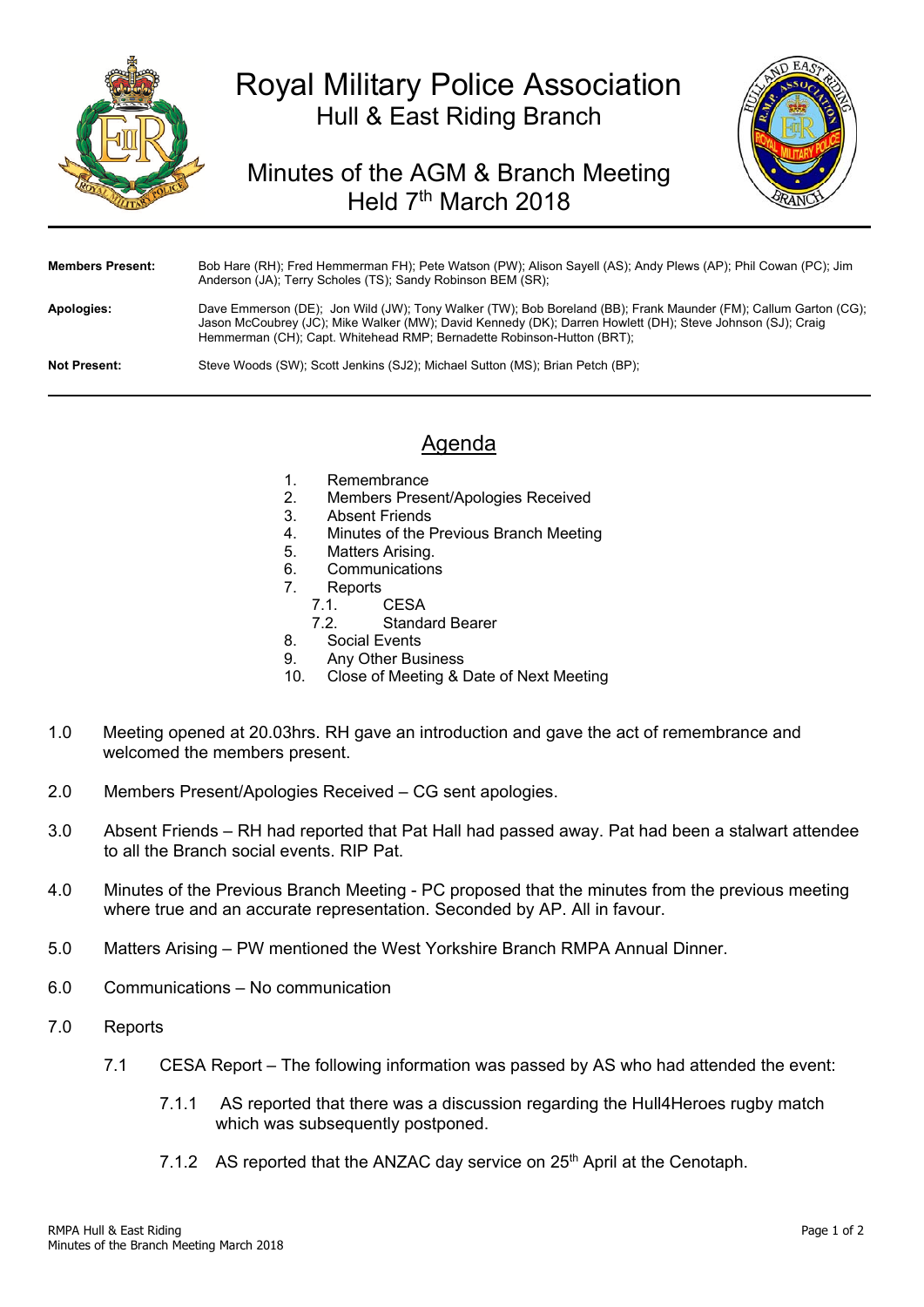# Royal Military Police Association

## Hull & East Riding Branch

## Minutes of the AGM & Branch Meeting Held 7th March 2018

**Members Present:** Bob Hare (RH); Fred Hemmerman FH); Pete Watson (PW); Alison Sayell (AS); Andy Plews (AP); Phil Cowan (PC); Jim Anderson (JA); Terry Scholes (TS); Sandy Robinson BEM (SR);

**Apologies:** Dave Emmerson (DE); Jon Wild (JW); Tony Walker (TW); Bob Boreland (BB); Frank Maunder (FM); Callum Garton (CG); Jason McCoubrey (JC); Mike Walker (MW); David Kennedy (DK); Darren Howlett (DH); Steve Johnson (SJ); Craig Hemmerman (CH); Capt. Whitehead RMP; Bernadette Robinson-Hutton (BRT);

**Not Present:** Steve Woods (SW); Scott Jenkins (SJ2); Michael Sutton (MS); Brian Petch (BP);

## Agenda

1. Remembrance
2. Members Present/Apologies Received
3. Absent Friends
4. Minutes of the Previous Branch Meeting
5. Matters Arising.
6. Communications
7. Reports
   - 7.1. CESA
   - 7.2. Standard Bearer
8. Social Events
9. Any Other Business
10. Close of Meeting & Date of Next Meeting

1.0 Meeting opened at 20.03hrs. RH gave an introduction and gave the act of remembrance and welcomed the members present.

2.0 Members Present/Apologies Received – CG sent apologies.

3.0 Absent Friends – RH had reported that Pat Hall had passed away. Pat had been a stalwart attendee to all the Branch social events. RIP Pat.

4.0 Minutes of the Previous Branch Meeting - PC proposed that the minutes from the previous meeting where true and an accurate representation. Seconded by AP. All in favour.

5.0 Matters Arising – PW mentioned the West Yorkshire Branch RMPA Annual Dinner.

6.0 Communications – No communication

7.0 Reports

7.1 CESA Report – The following information was passed by AS who had attended the event:

7.1.1 AS reported that there was a discussion regarding the Hull4Heroes rugby match which was subsequently postponed.

7.1.2 AS reported that the ANZAC day service on 25th April at the Cenotaph.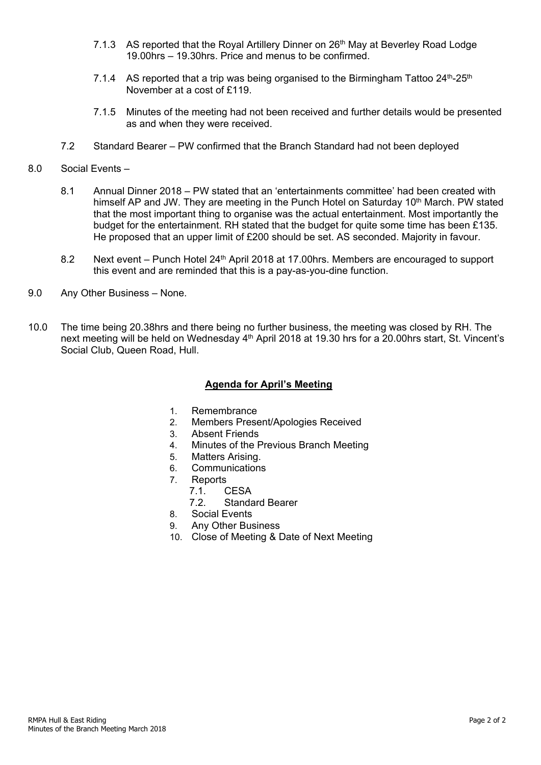7.1.3 AS reported that the Royal Artillery Dinner on 26th May at Beverley Road Lodge 19.00hrs – 19.30hrs. Price and menus to be confirmed.

7.1.4 AS reported that a trip was being organised to the Birmingham Tattoo 24th-25th November at a cost of £119.

7.1.5 Minutes of the meeting had not been received and further details would be presented as and when they were received.

7.2 Standard Bearer – PW confirmed that the Branch Standard had not been deployed

8.0 Social Events –

8.1 Annual Dinner 2018 – PW stated that an 'entertainments committee' had been created with himself AP and JW. They are meeting in the Punch Hotel on Saturday 10th March. PW stated that the most important thing to organise was the actual entertainment. Most importantly the budget for the entertainment. RH stated that the budget for quite some time has been £135. He proposed that an upper limit of £200 should be set. AS seconded. Majority in favour.

8.2 Next event – Punch Hotel 24th April 2018 at 17.00hrs. Members are encouraged to support this event and are reminded that this is a pay-as-you-dine function.

9.0 Any Other Business – None.

10.0 The time being 20.38hrs and there being no further business, the meeting was closed by RH. The next meeting will be held on Wednesday 4th April 2018 at 19.30 hrs for a 20.00hrs start, St. Vincent's Social Club, Queen Road, Hull.

## **Agenda for April's Meeting**

1. Remembrance
2. Members Present/Apologies Received
3. Absent Friends
4. Minutes of the Previous Branch Meeting
5. Matters Arising.
6. Communications
7. Reports
   7.1. CESA
   7.2. Standard Bearer
8. Social Events
9. Any Other Business
10. Close of Meeting & Date of Next Meeting